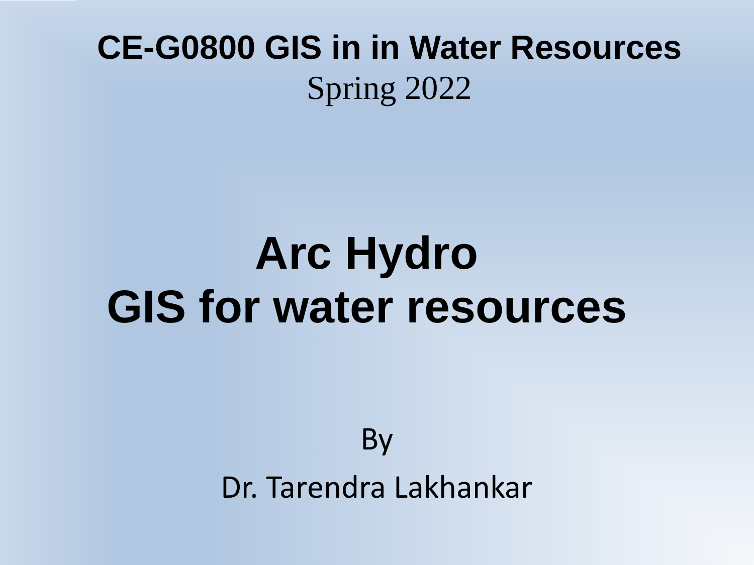**CE-G0800 GIS in in Water Resources**

Spring 2022

# Arc Hydro
# GIS for water resources

By

Dr. Tarendra Lakhankar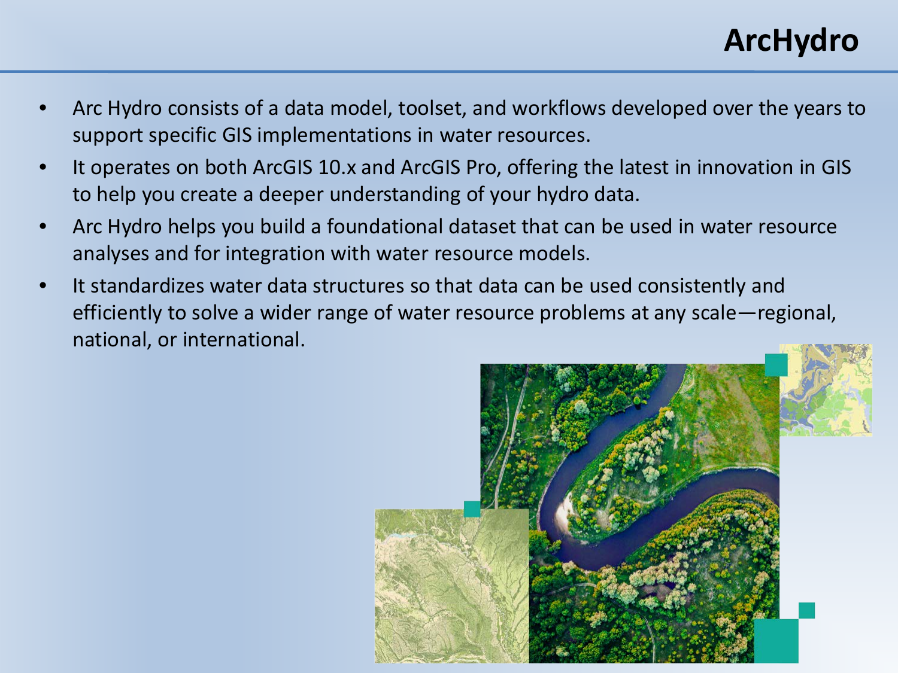# ArcHydro

- Arc Hydro consists of a data model, toolset, and workflows developed over the years to support specific GIS implementations in water resources.
- It operates on both ArcGIS 10.x and ArcGIS Pro, offering the latest in innovation in GIS to help you create a deeper understanding of your hydro data.
- Arc Hydro helps you build a foundational dataset that can be used in water resource analyses and for integration with water resource models.
- It standardizes water data structures so that data can be used consistently and efficiently to solve a wider range of water resource problems at any scale—regional, national, or international.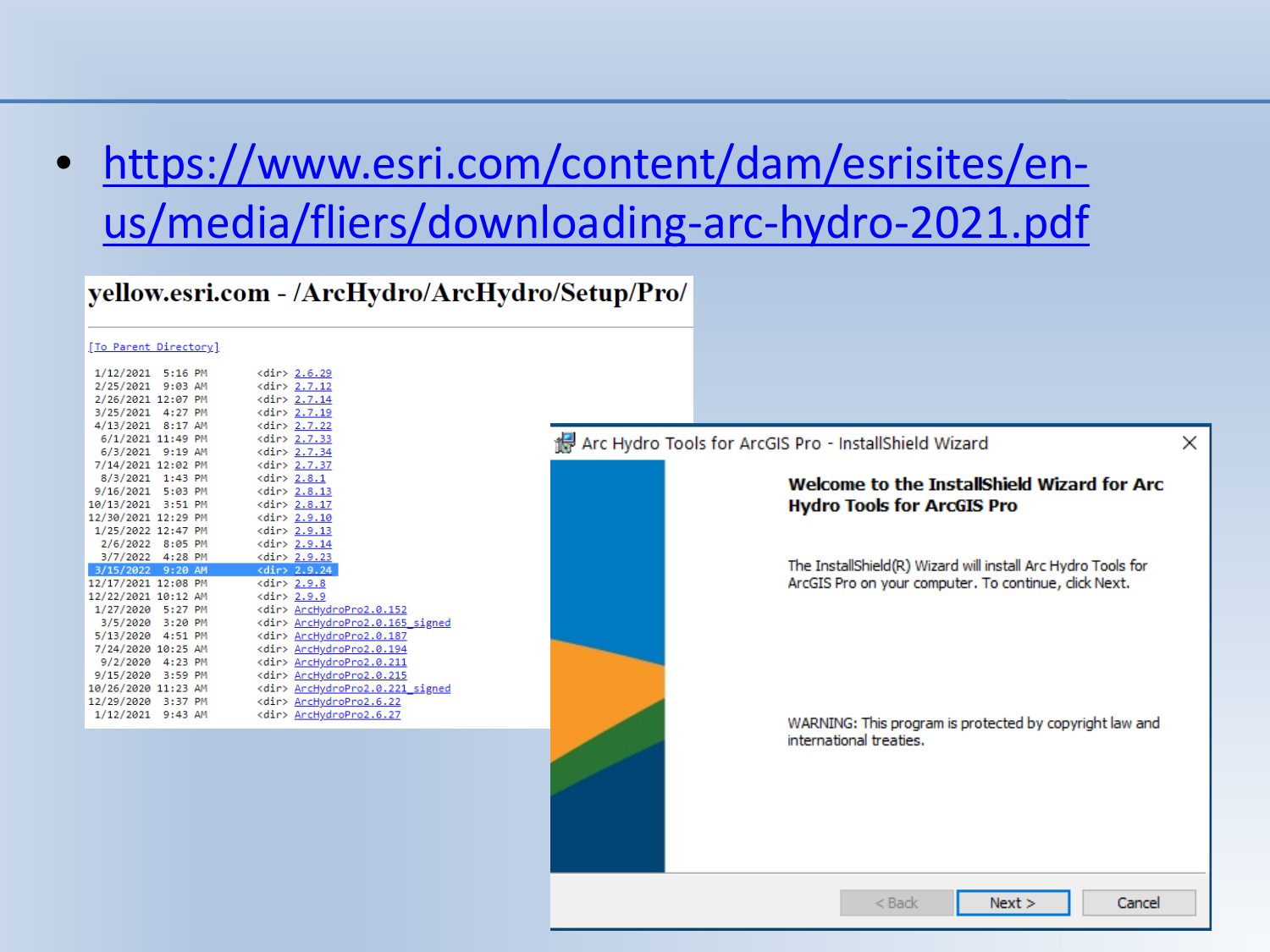- https://www.esri.com/content/dam/esrisites/en-us/media/fliers/downloading-arc-hydro-2021.pdf

**yellow.esri.com - /ArcHydro/ArcHydro/Setup/Pro/**

[To Parent Directory]

```
 1/12/2021  5:16 PM        <dir> 2.6.29
 2/25/2021  9:03 AM        <dir> 2.7.12
 2/26/2021 12:07 PM        <dir> 2.7.14
 3/25/2021  4:27 PM        <dir> 2.7.19
 4/13/2021  8:17 AM        <dir> 2.7.22
  6/1/2021 11:49 PM        <dir> 2.7.33
  6/3/2021  9:19 AM        <dir> 2.7.34
 7/14/2021 12:02 PM        <dir> 2.7.37
  8/3/2021  1:43 PM        <dir> 2.8.1
 9/16/2021  5:03 PM        <dir> 2.8.13
10/13/2021  3:51 PM        <dir> 2.8.17
12/30/2021 12:29 PM        <dir> 2.9.10
 1/25/2022 12:47 PM        <dir> 2.9.13
  2/6/2022  8:05 PM        <dir> 2.9.14
  3/7/2022  4:28 PM        <dir> 2.9.23
 3/15/2022  9:20 AM        <dir> 2.9.24
12/17/2021 12:08 PM        <dir> 2.9.8
12/22/2021 10:12 AM        <dir> 2.9.9
 1/27/2020  5:27 PM        <dir> ArcHydroPro2.0.152
  3/5/2020  3:20 PM        <dir> ArcHydroPro2.0.165_signed
 5/13/2020  4:51 PM        <dir> ArcHydroPro2.0.187
 7/24/2020 10:25 AM        <dir> ArcHydroPro2.0.194
  9/2/2020  4:23 PM        <dir> ArcHydroPro2.0.211
 9/15/2020  3:59 PM        <dir> ArcHydroPro2.0.215
10/26/2020 11:23 AM        <dir> ArcHydroPro2.0.221_signed
12/29/2020  3:37 PM        <dir> ArcHydroPro2.6.22
 1/12/2021  9:43 AM        <dir> ArcHydroPro2.6.27
```

Arc Hydro Tools for ArcGIS Pro - InstallShield Wizard

**Welcome to the InstallShield Wizard for Arc Hydro Tools for ArcGIS Pro**

The InstallShield(R) Wizard will install Arc Hydro Tools for ArcGIS Pro on your computer. To continue, click Next.

WARNING: This program is protected by copyright law and international treaties.

< Back | Next > | Cancel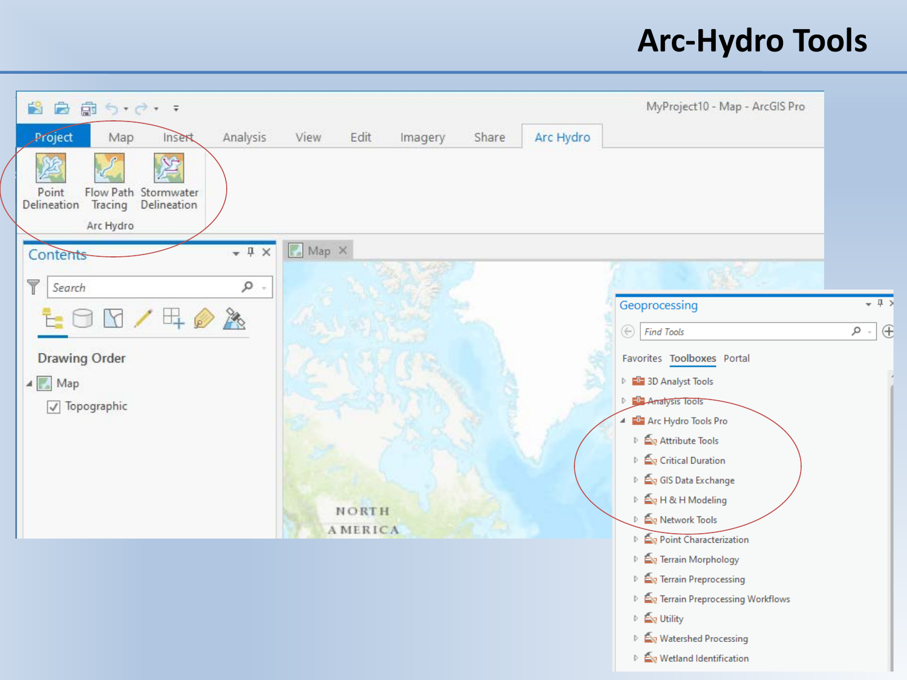# Arc-Hydro Tools

MyProject10 - Map - ArcGIS Pro

Project | Map | Insert | Analysis | View | Edit | Imagery | Share | Arc Hydro

Point Delineation | Flow Path Tracing | Stormwater Delineation

Arc Hydro

Contents

Search

Drawing Order

- Map
  - Topographic

Map

NORTH AMERICA

Geoprocessing

Find Tools

Favorites | Toolboxes | Portal

- 3D Analyst Tools
- Analysis Tools
- Arc Hydro Tools Pro
  - Attribute Tools
  - Critical Duration
  - GIS Data Exchange
  - H & H Modeling
  - Network Tools
  - Point Characterization
  - Terrain Morphology
  - Terrain Preprocessing
  - Terrain Preprocessing Workflows
  - Utility
  - Watershed Processing
  - Wetland Identification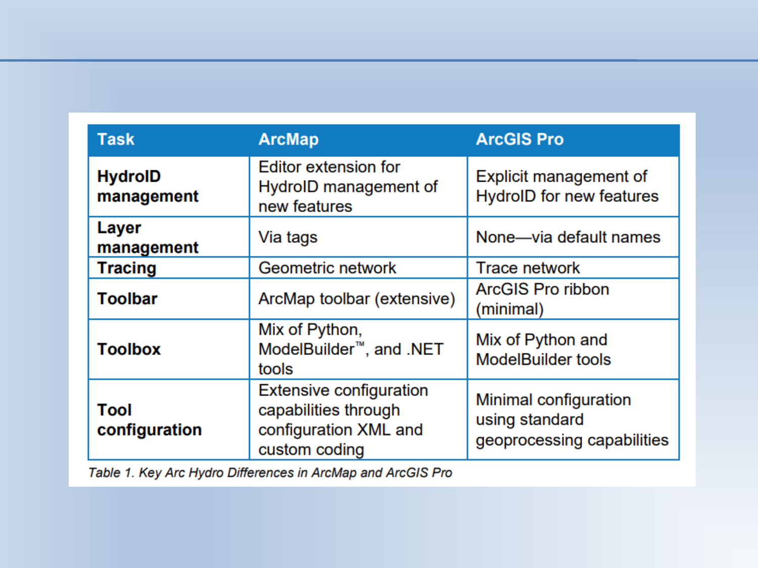| Task | ArcMap | ArcGIS Pro |
| --- | --- | --- |
| **HydroID management** | Editor extension for HydroID management of new features | Explicit management of HydroID for new features |
| **Layer management** | Via tags | None—via default names |
| **Tracing** | Geometric network | Trace network |
| **Toolbar** | ArcMap toolbar (extensive) | ArcGIS Pro ribbon (minimal) |
| **Toolbox** | Mix of Python, ModelBuilder™, and .NET tools | Mix of Python and ModelBuilder tools |
| **Tool configuration** | Extensive configuration capabilities through configuration XML and custom coding | Minimal configuration using standard geoprocessing capabilities |

*Table 1. Key Arc Hydro Differences in ArcMap and ArcGIS Pro*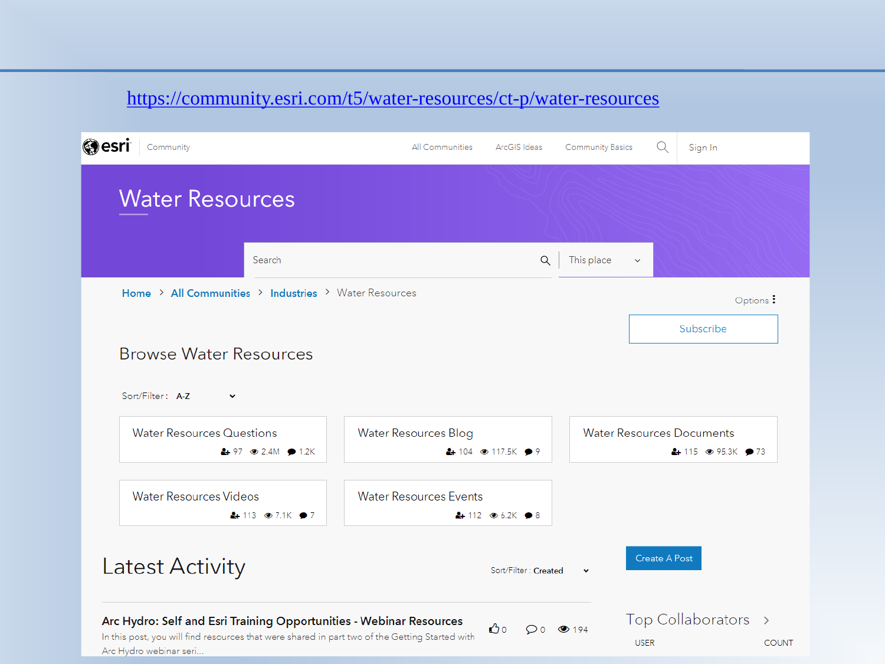https://community.esri.com/t5/water-resources/ct-p/water-resources

esri Community | All Communities | ArcGIS Ideas | Community Basics | Sign In

# Water Resources

Search | This place

Home > All Communities > Industries > Water Resources

Options

Subscribe

## Browse Water Resources

Sort/Filter: A-Z

| Board | Members | Views | Posts |
|---|---|---|---|
| Water Resources Questions | 97 | 2.4M | 1.2K |
| Water Resources Blog | 104 | 117.5K | 9 |
| Water Resources Documents | 115 | 95.3K | 73 |
| Water Resources Videos | 113 | 7.1K | 7 |
| Water Resources Events | 112 | 6.2K | 8 |

## Latest Activity

Sort/Filter: Created

Create A Post

**Arc Hydro: Self and Esri Training Opportunities - Webinar Resources** 0 0 194

In this post, you will find resources that were shared in part two of the Getting Started with Arc Hydro webinar seri...

### Top Collaborators

| USER | COUNT |
|---|---|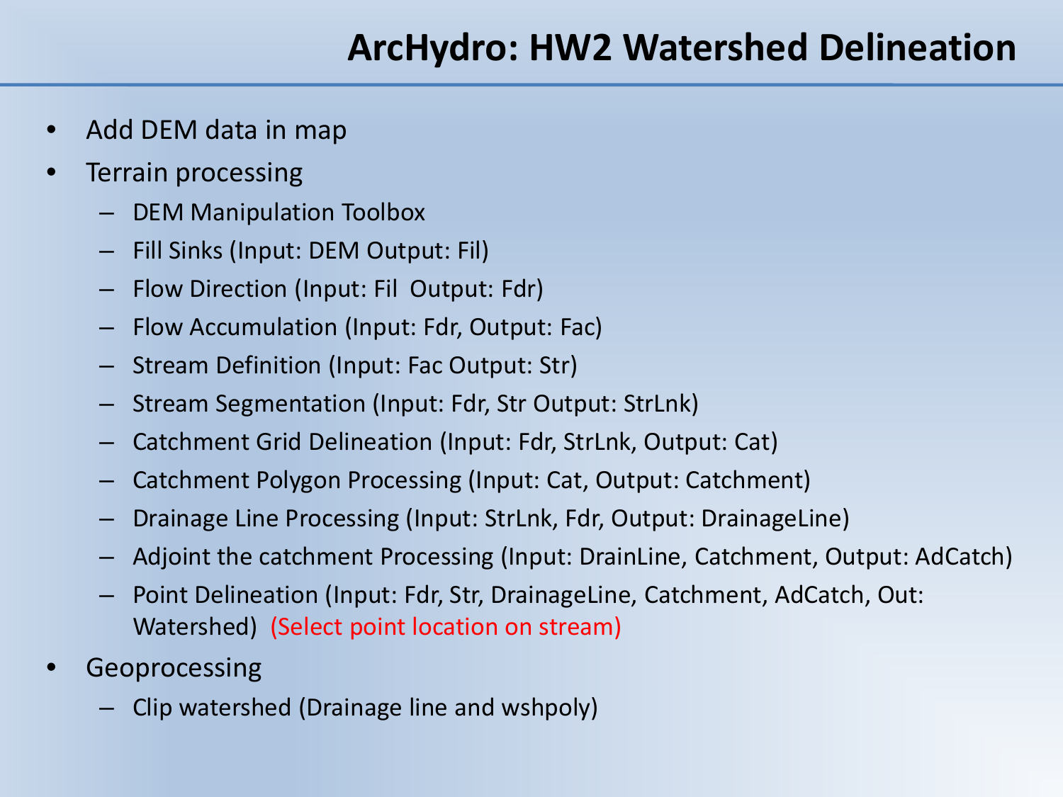# ArcHydro: HW2 Watershed Delineation

- Add DEM data in map
- Terrain processing
  - DEM Manipulation Toolbox
  - Fill Sinks (Input: DEM Output: Fil)
  - Flow Direction (Input: Fil  Output: Fdr)
  - Flow Accumulation (Input: Fdr, Output: Fac)
  - Stream Definition (Input: Fac Output: Str)
  - Stream Segmentation (Input: Fdr, Str Output: StrLnk)
  - Catchment Grid Delineation (Input: Fdr, StrLnk, Output: Cat)
  - Catchment Polygon Processing (Input: Cat, Output: Catchment)
  - Drainage Line Processing (Input: StrLnk, Fdr, Output: DrainageLine)
  - Adjoint the catchment Processing (Input: DrainLine, Catchment, Output: AdCatch)
  - Point Delineation (Input: Fdr, Str, DrainageLine, Catchment, AdCatch, Out: Watershed)  (Select point location on stream)
- Geoprocessing
  - Clip watershed (Drainage line and wshpoly)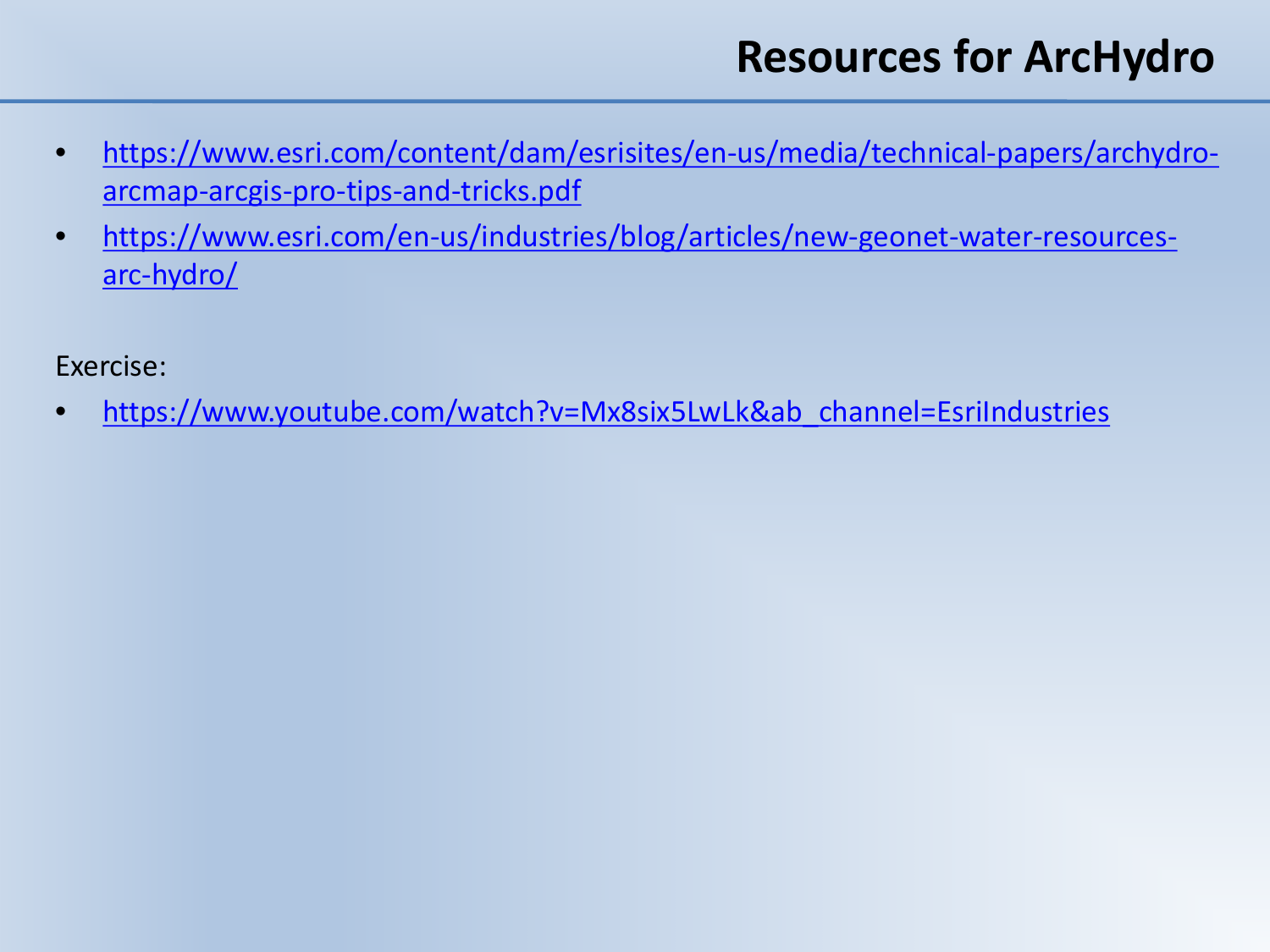# Resources for ArcHydro

- https://www.esri.com/content/dam/esrisites/en-us/media/technical-papers/archydro-arcmap-arcgis-pro-tips-and-tricks.pdf
- https://www.esri.com/en-us/industries/blog/articles/new-geonet-water-resources-arc-hydro/

Exercise:

- https://www.youtube.com/watch?v=Mx8six5LwLk&ab_channel=EsriIndustries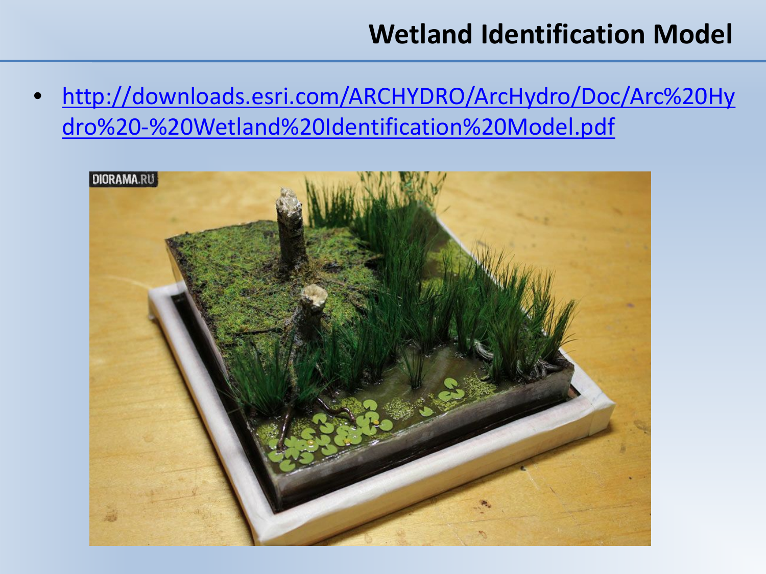# Wetland Identification Model

- http://downloads.esri.com/ARCHYDRO/ArcHydro/Doc/Arc%20Hydro%20-%20Wetland%20Identification%20Model.pdf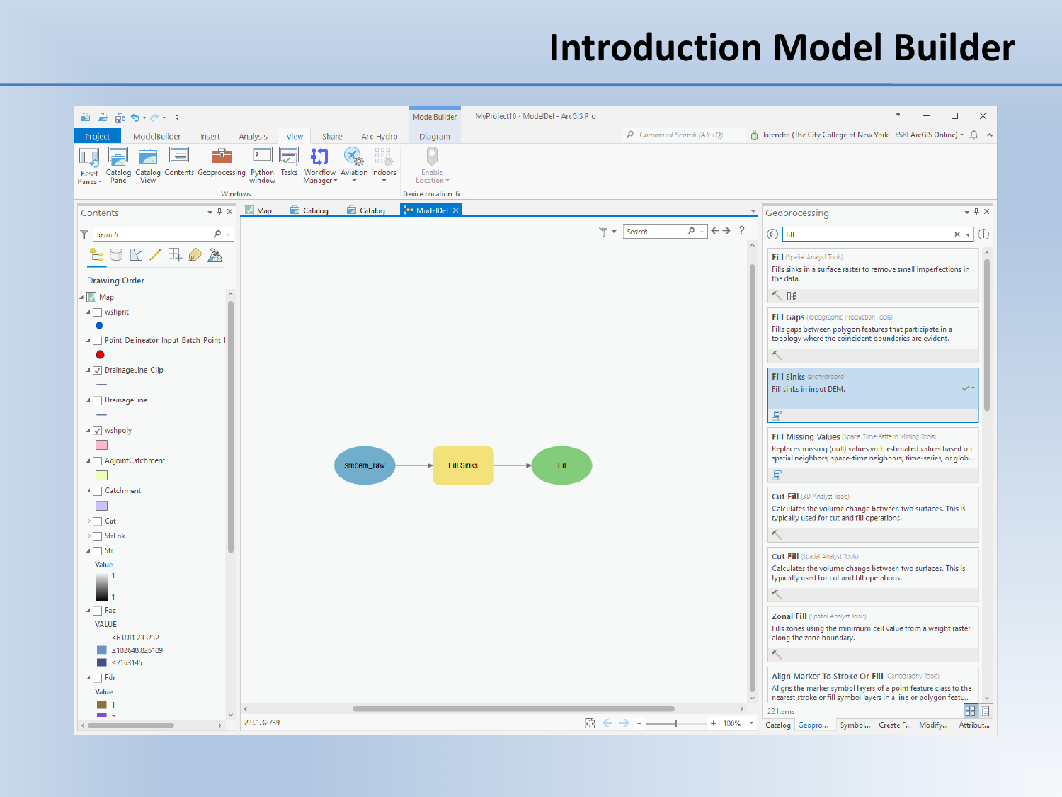# Introduction Model Builder